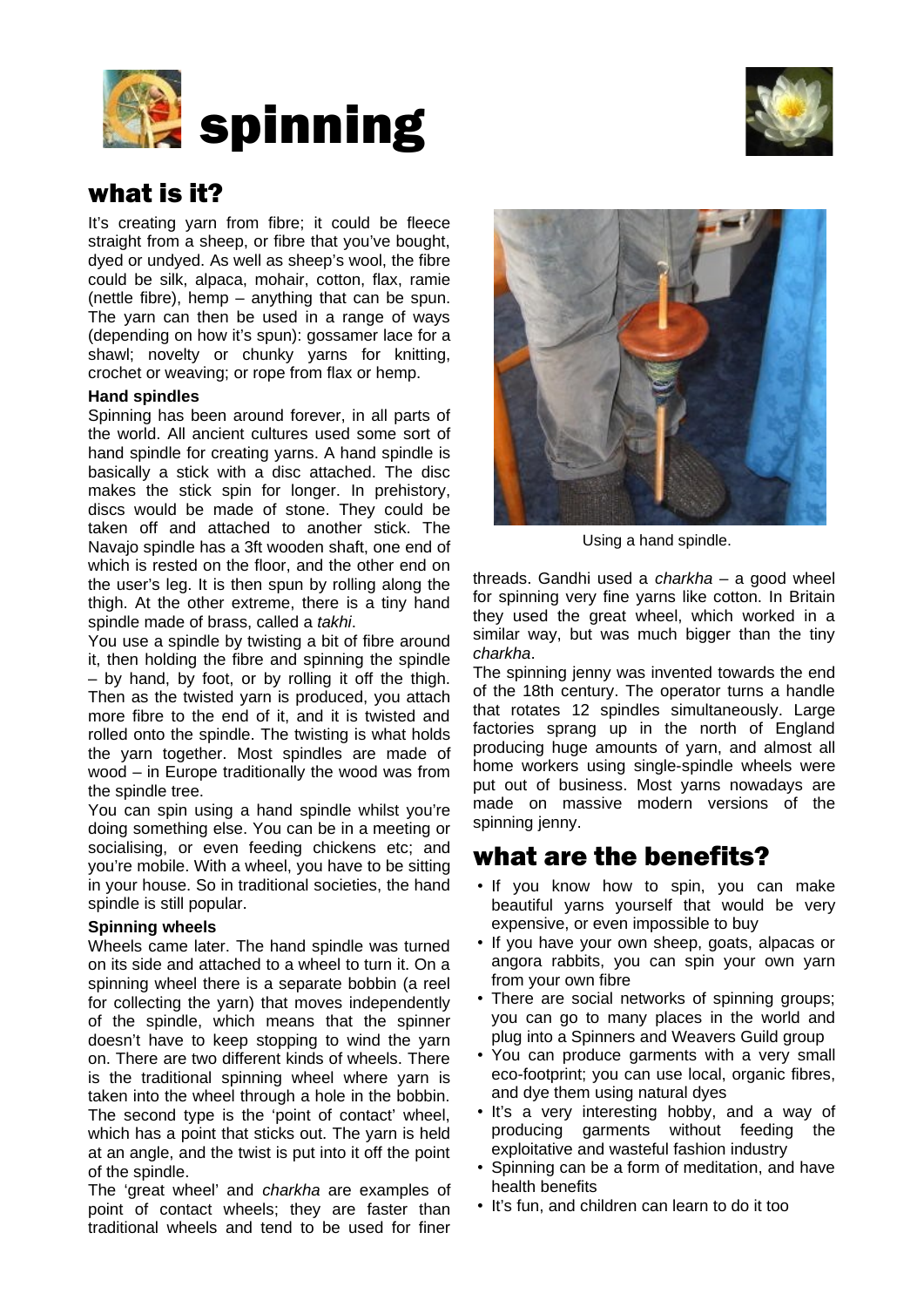# spinning

## what is it?

It's creating yarn from fibre; it could be fleece straight from a sheep, or fibre that you've bought, dyed or undyed. As well as sheep's wool, the fibre could be silk, alpaca, mohair, cotton, flax, ramie (nettle fibre), hemp – anything that can be spun. The yarn can then be used in a range of ways (depending on how it's spun): gossamer lace for a shawl; novelty or chunky yarns for knitting, crochet or weaving; or rope from flax or hemp.

### Hand spindles

Spinning has been around forever, in all parts of the world. All ancient cultures used some sort of hand spindle for creating yarns. A hand spindle is basically a stick with a disc attached. The disc makes the stick spin for longer. In prehistory, discs would be made of stone. They could be taken off and attached to another stick. The Navajo spindle has a 3ft wooden shaft, one end of which is rested on the floor, and the other end on the user's leg. It is then spun by rolling along the thigh. At the other extreme, there is a tiny hand spindle made of brass, called a *takhi*.

You use a spindle by twisting a bit of fibre around it, then holding the fibre and spinning the spindle – by hand, by foot, or by rolling it off the thigh. Then as the twisted yarn is produced, you attach more fibre to the end of it, and it is twisted and rolled onto the spindle. The twisting is what holds the yarn together. Most spindles are made of wood – in Europe traditionally the wood was from the spindle tree.

You can spin using a hand spindle whilst you're doing something else. You can be in a meeting or socialising, or even feeding chickens etc; and you're mobile. With a wheel, you have to be sitting in your house. So in traditional societies, the hand spindle is still popular.

### Spinning wheels

Wheels came later. The hand spindle was turned on its side and attached to a wheel to turn it. On a spinning wheel there is a separate bobbin (a reel for collecting the yarn) that moves independently of the spindle, which means that the spinner doesn't have to keep stopping to wind the yarn on. There are two different kinds of wheels. There is the traditional spinning wheel where yarn is taken into the wheel through a hole in the bobbin. The second type is the 'point of contact' wheel, which has a point that sticks out. The yarn is held at an angle, and the twist is put into it off the point of the spindle.

The 'great wheel' and *charkha* are examples of point of contact wheels; they are faster than traditional wheels and tend to be used for finer threads. Gandhi used a *charkha* – a good wheel for spinning very fine yarns like cotton. In Britain they used the great wheel, which worked in a similar way, but was much bigger than the tiny *charkha*.

Using a hand spindle.

The spinning jenny was invented towards the end of the 18th century. The operator turns a handle that rotates 12 spindles simultaneously. Large factories sprang up in the north of England producing huge amounts of yarn, and almost all home workers using single-spindle wheels were put out of business. Most yarns nowadays are made on massive modern versions of the spinning jenny.

## what are the benefits?

- If you know how to spin, you can make beautiful yarns yourself that would be very expensive, or even impossible to buy
- If you have your own sheep, goats, alpacas or angora rabbits, you can spin your own yarn from your own fibre
- There are social networks of spinning groups; you can go to many places in the world and plug into a Spinners and Weavers Guild group
- You can produce garments with a very small eco-footprint; you can use local, organic fibres, and dye them using natural dyes
- It's a very interesting hobby, and a way of producing garments without feeding the exploitative and wasteful fashion industry
- Spinning can be a form of meditation, and have health benefits
- It's fun, and children can learn to do it too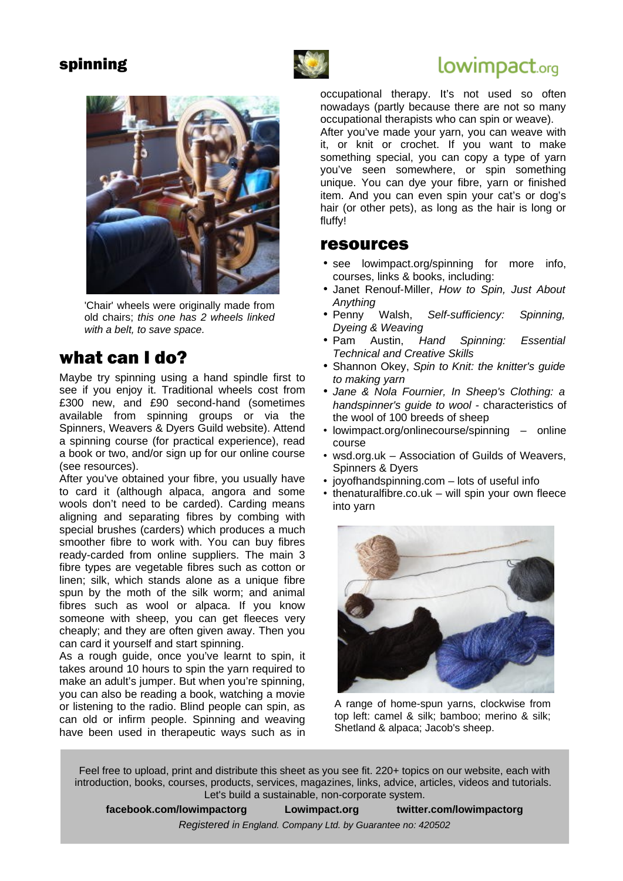# spinning

'Chair' wheels were originally made from old chairs; *this one has 2 wheels linked with a belt, to save space.*

## what can I do?

Maybe try spinning using a hand spindle first to see if you enjoy it. Traditional wheels cost from £300 new, and £90 second-hand (sometimes available from spinning groups or via the Spinners, Weavers & Dyers Guild website). Attend a spinning course (for practical experience), read a book or two, and/or sign up for our online course (see resources).

After you've obtained your fibre, you usually have to card it (although alpaca, angora and some wools don't need to be carded). Carding means aligning and separating fibres by combing with special brushes (carders) which produces a much smoother fibre to work with. You can buy fibres ready-carded from online suppliers. The main 3 fibre types are vegetable fibres such as cotton or linen; silk, which stands alone as a unique fibre spun by the moth of the silk worm; and animal fibres such as wool or alpaca. If you know someone with sheep, you can get fleeces very cheaply; and they are often given away. Then you can card it yourself and start spinning.

As a rough guide, once you've learnt to spin, it takes around 10 hours to spin the yarn required to make an adult's jumper. But when you're spinning, you can also be reading a book, watching a movie or listening to the radio. Blind people can spin, as can old or infirm people. Spinning and weaving have been used in therapeutic ways such as in occupational therapy. It's not used so often nowadays (partly because there are not so many occupational therapists who can spin or weave).

After you've made your yarn, you can weave with it, or knit or crochet. If you want to make something special, you can copy a type of yarn you've seen somewhere, or spin something unique. You can dye your fibre, yarn or finished item. And you can even spin your cat's or dog's hair (or other pets), as long as the hair is long or fluffy!

## resources

- see lowimpact.org/spinning for more info, courses, links & books, including:
- Janet Renouf-Miller, *How to Spin, Just About Anything*
- Penny Walsh, *Self-sufficiency: Spinning, Dyeing & Weaving*
- Pam Austin, *Hand Spinning: Essential Technical and Creative Skills*
- Shannon Okey, *Spin to Knit: the knitter's guide to making yarn*
- *Jane & Nola Fournier, In Sheep's Clothing: a handspinner's guide to wool* - characteristics of the wool of 100 breeds of sheep
- lowimpact.org/onlinecourse/spinning – online course
- wsd.org.uk – Association of Guilds of Weavers, Spinners & Dyers
- joyofhandspinning.com – lots of useful info
- thenaturalfibre.co.uk – will spin your own fleece into yarn

A range of home-spun yarns, clockwise from top left: camel & silk; bamboo; merino & silk; Shetland & alpaca; Jacob's sheep.

Feel free to upload, print and distribute this sheet as you see fit. 220+ topics on our website, each with introduction, books, courses, products, services, magazines, links, advice, articles, videos and tutorials. Let's build a sustainable, non-corporate system.

**facebook.com/lowimpactorg** **Lowimpact.org** **twitter.com/lowimpactorg**

*Registered in England. Company Ltd. by Guarantee no: 420502*